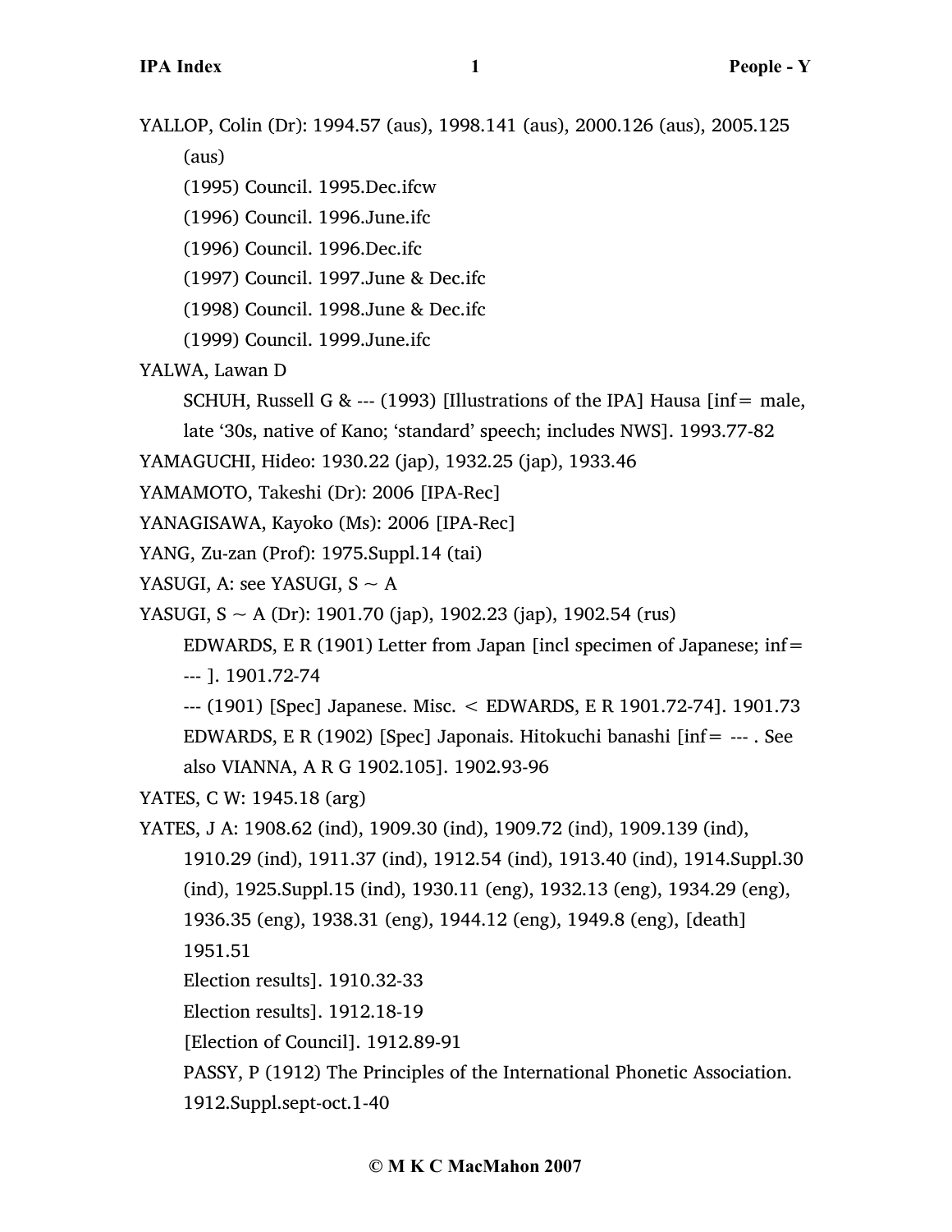YALLOP, Colin (Dr): 1994.57 (aus), 1998.141 (aus), 2000.126 (aus), 2005.125 (aus)

(1995) Council. 1995.Dec.ifcw

(1996) Council. 1996.June.ifc

(1996) Council. 1996.Dec.ifc

(1997) Council. 1997.June & Dec.ifc

(1998) Council. 1998.June & Dec.ifc

(1999) Council. 1999.June.ifc

YALWA, Lawan D

SCHUH, Russell G & --- (1993) [Illustrations of the IPA] Hausa [inf= male, late '30s, native of Kano; 'standard' speech; includes NWS]. 1993.77-82

YAMAGUCHI, Hideo: 1930.22 (jap), 1932.25 (jap), 1933.46

YAMAMOTO, Takeshi (Dr): 2006 [IPA-Rec]

YANAGISAWA, Kayoko (Ms): 2006 [IPA-Rec]

YANG, Zu-zan (Prof): 1975.Suppl.14 (tai)

YASUGI, A: see YASUGI, S ~ A

YASUGI, S ~ A (Dr): 1901.70 (jap), 1902.23 (jap), 1902.54 (rus)

EDWARDS, E R (1901) Letter from Japan [incl specimen of Japanese; inf= --- ]. 1901.72-74

--- (1901) [Spec] Japanese. Misc. < EDWARDS, E R 1901.72-74]. 1901.73

EDWARDS, E R (1902) [Spec] Japonais. Hitokuchi banashi [inf= --- . See also VIANNA, A R G 1902.105]. 1902.93-96

YATES, C W: 1945.18 (arg)

YATES, J A: 1908.62 (ind), 1909.30 (ind), 1909.72 (ind), 1909.139 (ind), 1910.29 (ind), 1911.37 (ind), 1912.54 (ind), 1913.40 (ind), 1914.Suppl.30 (ind), 1925.Suppl.15 (ind), 1930.11 (eng), 1932.13 (eng), 1934.29 (eng), 1936.35 (eng), 1938.31 (eng), 1944.12 (eng), 1949.8 (eng), [death] 1951.51

Election results]. 1910.32-33

Election results]. 1912.18-19

[Election of Council]. 1912.89-91

PASSY, P (1912) The Principles of the International Phonetic Association. 1912.Suppl.sept-oct.1-40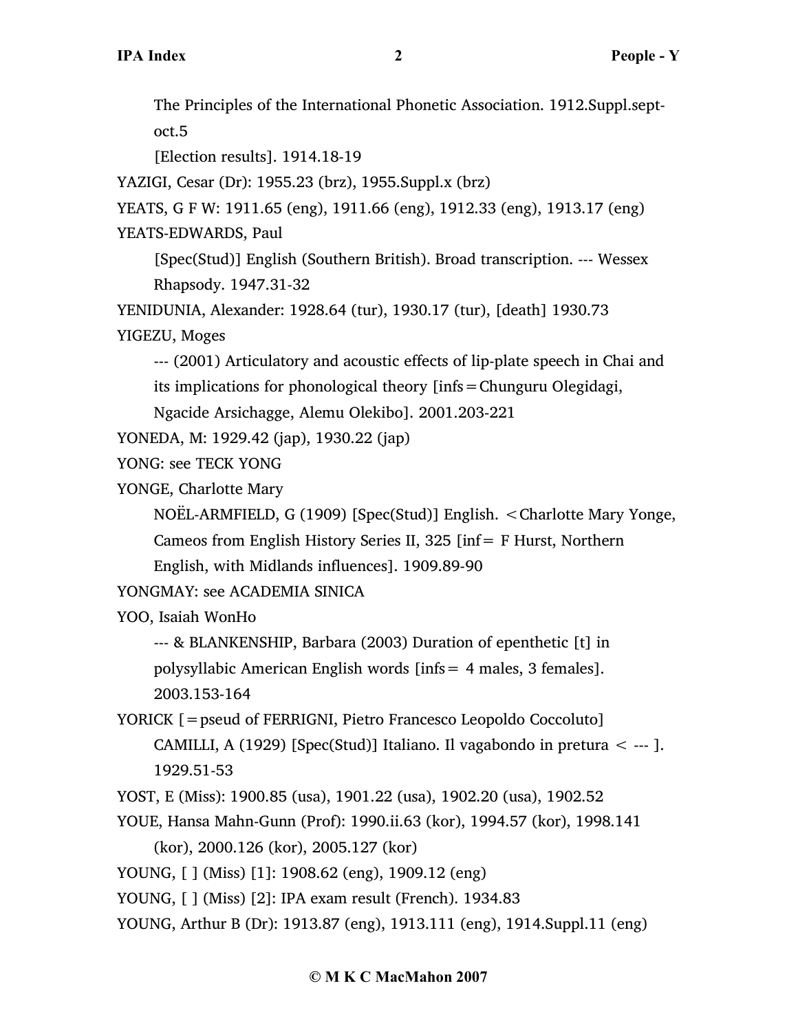The Principles of the International Phonetic Association. 1912.Suppl.sept-oct.5

[Election results]. 1914.18-19

YAZIGI, Cesar (Dr): 1955.23 (brz), 1955.Suppl.x (brz)

YEATS, G F W: 1911.65 (eng), 1911.66 (eng), 1912.33 (eng), 1913.17 (eng)

YEATS-EDWARDS, Paul

[Spec(Stud)] English (Southern British). Broad transcription. --- Wessex Rhapsody. 1947.31-32

YENIDUNIA, Alexander: 1928.64 (tur), 1930.17 (tur), [death] 1930.73

YIGEZU, Moges

--- (2001) Articulatory and acoustic effects of lip-plate speech in Chai and its implications for phonological theory [infs＝Chunguru Olegidagi, Ngacide Arsichagge, Alemu Olekibo]. 2001.203-221

YONEDA, M: 1929.42 (jap), 1930.22 (jap)

YONG: see TECK YONG

YONGE, Charlotte Mary

NOËL-ARMFIELD, G (1909) [Spec(Stud)] English. < Charlotte Mary Yonge, Cameos from English History Series II, 325 [inf＝ F Hurst, Northern English, with Midlands influences]. 1909.89-90

YONGMAY: see ACADEMIA SINICA

YOO, Isaiah WonHo

--- & BLANKENSHIP, Barbara (2003) Duration of epenthetic [t] in polysyllabic American English words [infs＝ 4 males, 3 females]. 2003.153-164

YORICK [＝pseud of FERRIGNI, Pietro Francesco Leopoldo Coccoluto]

CAMILLI, A (1929) [Spec(Stud)] Italiano. Il vagabondo in pretura < --- ]. 1929.51-53

YOST, E (Miss): 1900.85 (usa), 1901.22 (usa), 1902.20 (usa), 1902.52

YOUE, Hansa Mahn-Gunn (Prof): 1990.ii.63 (kor), 1994.57 (kor), 1998.141 (kor), 2000.126 (kor), 2005.127 (kor)

YOUNG, [ ] (Miss) [1]: 1908.62 (eng), 1909.12 (eng)

YOUNG, [ ] (Miss) [2]: IPA exam result (French). 1934.83

YOUNG, Arthur B (Dr): 1913.87 (eng), 1913.111 (eng), 1914.Suppl.11 (eng)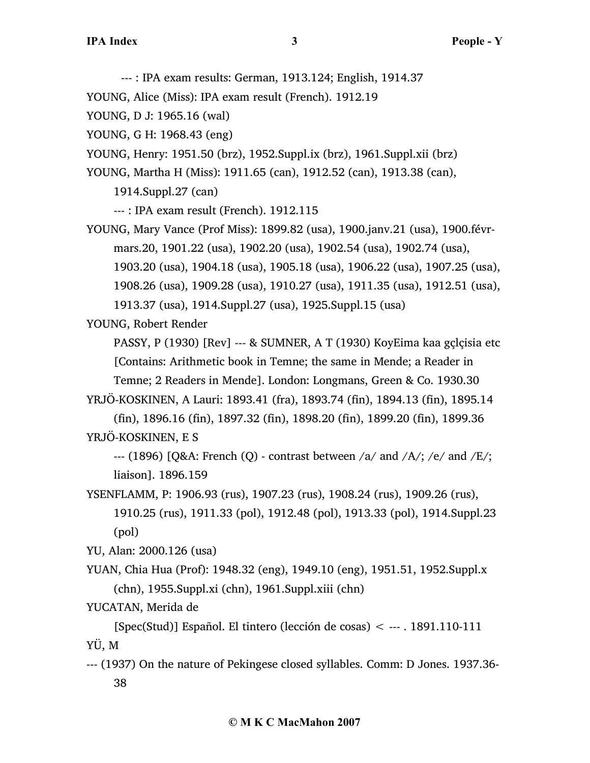--- : IPA exam results: German, 1913.124; English, 1914.37

YOUNG, Alice (Miss): IPA exam result (French). 1912.19

YOUNG, D J: 1965.16 (wal)

YOUNG, G H: 1968.43 (eng)

YOUNG, Henry: 1951.50 (brz), 1952.Suppl.ix (brz), 1961.Suppl.xii (brz)

YOUNG, Martha H (Miss): 1911.65 (can), 1912.52 (can), 1913.38 (can), 1914.Suppl.27 (can)

--- : IPA exam result (French). 1912.115

YOUNG, Mary Vance (Prof Miss): 1899.82 (usa), 1900.janv.21 (usa), 1900.févr-mars.20, 1901.22 (usa), 1902.20 (usa), 1902.54 (usa), 1902.74 (usa), 1903.20 (usa), 1904.18 (usa), 1905.18 (usa), 1906.22 (usa), 1907.25 (usa), 1908.26 (usa), 1909.28 (usa), 1910.27 (usa), 1911.35 (usa), 1912.51 (usa), 1913.37 (usa), 1914.Suppl.27 (usa), 1925.Suppl.15 (usa)

YOUNG, Robert Render

PASSY, P (1930) [Rev] --- & SUMNER, A T (1930) KoyEima kaa gçlçisia etc [Contains: Arithmetic book in Temne; the same in Mende; a Reader in Temne; 2 Readers in Mende]. London: Longmans, Green & Co. 1930.30

YRJÖ-KOSKINEN, A Lauri: 1893.41 (fra), 1893.74 (fin), 1894.13 (fin), 1895.14 (fin), 1896.16 (fin), 1897.32 (fin), 1898.20 (fin), 1899.20 (fin), 1899.36

YRJÖ-KOSKINEN, E S

--- (1896) [Q&A: French (Q) - contrast between /a/ and /A/; /e/ and /E/; liaison]. 1896.159

YSENFLAMM, P: 1906.93 (rus), 1907.23 (rus), 1908.24 (rus), 1909.26 (rus), 1910.25 (rus), 1911.33 (pol), 1912.48 (pol), 1913.33 (pol), 1914.Suppl.23 (pol)

YU, Alan: 2000.126 (usa)

YUAN, Chia Hua (Prof): 1948.32 (eng), 1949.10 (eng), 1951.51, 1952.Suppl.x (chn), 1955.Suppl.xi (chn), 1961.Suppl.xiii (chn)

YUCATAN, Merida de

[Spec(Stud)] Español. El tintero (lección de cosas) < --- . 1891.110-111

YÜ, M

--- (1937) On the nature of Pekingese closed syllables. Comm: D Jones. 1937.36-38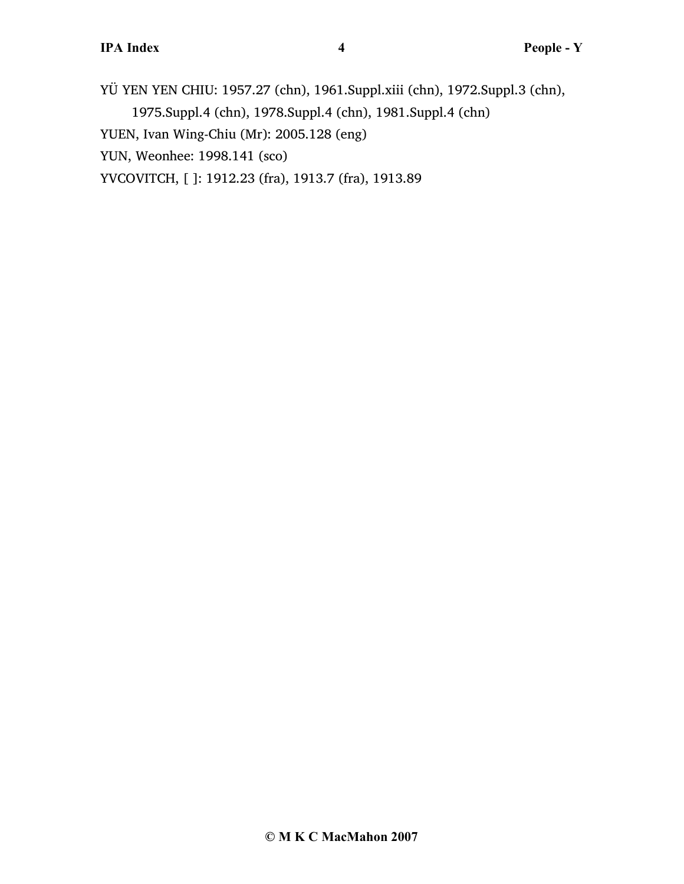YÜ YEN YEN CHIU: 1957.27 (chn), 1961.Suppl.xiii (chn), 1972.Suppl.3 (chn), 1975.Suppl.4 (chn), 1978.Suppl.4 (chn), 1981.Suppl.4 (chn)

YUEN, Ivan Wing-Chiu (Mr): 2005.128 (eng)

YUN, Weonhee: 1998.141 (sco)

YVCOVITCH, [ ]: 1912.23 (fra), 1913.7 (fra), 1913.89

© M K C MacMahon 2007